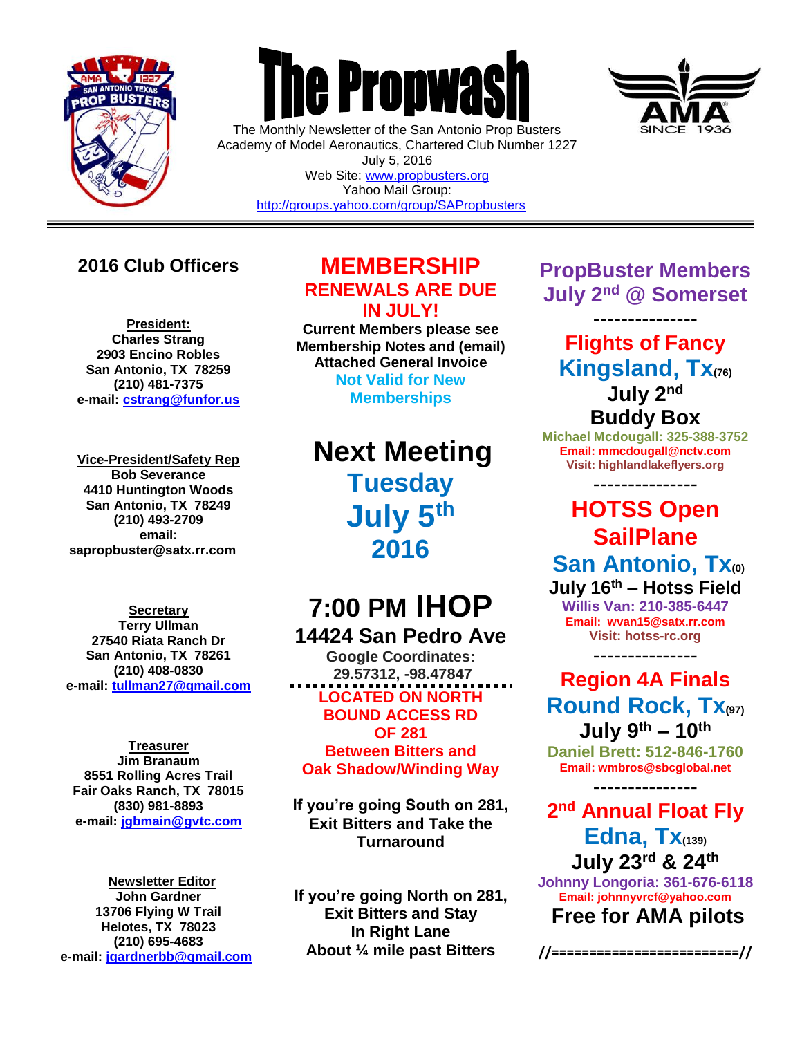# The Propwash

The Monthly Newsletter of the San Antonio Prop Busters
Academy of Model Aeronautics, Chartered Club Number 1227
July 5, 2016
Web Site: www.propbusters.org
Yahoo Mail Group:
http://groups.yahoo.com/group/SAPropbusters

---

## 2016 Club Officers

**President:**
**Charles Strang**
**2903 Encino Robles**
**San Antonio, TX 78259**
**(210) 481-7375**
**e-mail: cstrang@funfor.us**

**Vice-President/Safety Rep**
**Bob Severance**
**4410 Huntington Woods**
**San Antonio, TX 78249**
**(210) 493-2709**
**email:**
**sapropbuster@satx.rr.com**

**Secretary**
**Terry Ullman**
**27540 Riata Ranch Dr**
**San Antonio, TX 78261**
**(210) 408-0830**
**e-mail: tullman27@gmail.com**

**Treasurer**
**Jim Branaum**
**8551 Rolling Acres Trail**
**Fair Oaks Ranch, TX 78015**
**(830) 981-8893**
**e-mail: jgbmain@gvtc.com**

**Newsletter Editor**
**John Gardner**
**13706 Flying W Trail**
**Helotes, TX 78023**
**(210) 695-4683**
**e-mail: jgardnerbb@gmail.com**

## MEMBERSHIP

### RENEWALS ARE DUE IN JULY!

**Current Members please see Membership Notes and (email) Attached General Invoice**

**Not Valid for New Memberships**

## Next Meeting

## Tuesday July 5th 2016

## 7:00 PM IHOP

### 14424 San Pedro Ave

**Google Coordinates: 29.57312, -98.47847**

**LOCATED ON NORTH BOUND ACCESS RD OF 281**
**Between Bitters and Oak Shadow/Winding Way**

**If you're going South on 281, Exit Bitters and Take the Turnaround**

**If you're going North on 281, Exit Bitters and Stay In Right Lane About ¼ mile past Bitters**

## PropBuster Members July 2nd @ Somerset

---------------

### Flights of Fancy

### Kingsland, Tx(76)

**July 2nd**
**Buddy Box**
**Michael Mcdougall: 325-388-3752**
**Email: mmcdougall@nctv.com**
**Visit: highlandlakeflyers.org**

---------------

### HOTSS Open SailPlane

### San Antonio, Tx(0)

**July 16th – Hotss Field**
**Willis Van: 210-385-6447**
**Email: wvan15@satx.rr.com**
**Visit: hotss-rc.org**

---------------

### Region 4A Finals

### Round Rock, Tx(97)

**July 9th – 10th**
**Daniel Brett: 512-846-1760**
**Email: wmbros@sbcglobal.net**

---------------

### 2nd Annual Float Fly

### Edna, Tx(139)

**July 23rd & 24th**
**Johnny Longoria: 361-676-6118**
**Email: johnnyvrcf@yahoo.com**
**Free for AMA pilots**

//========================//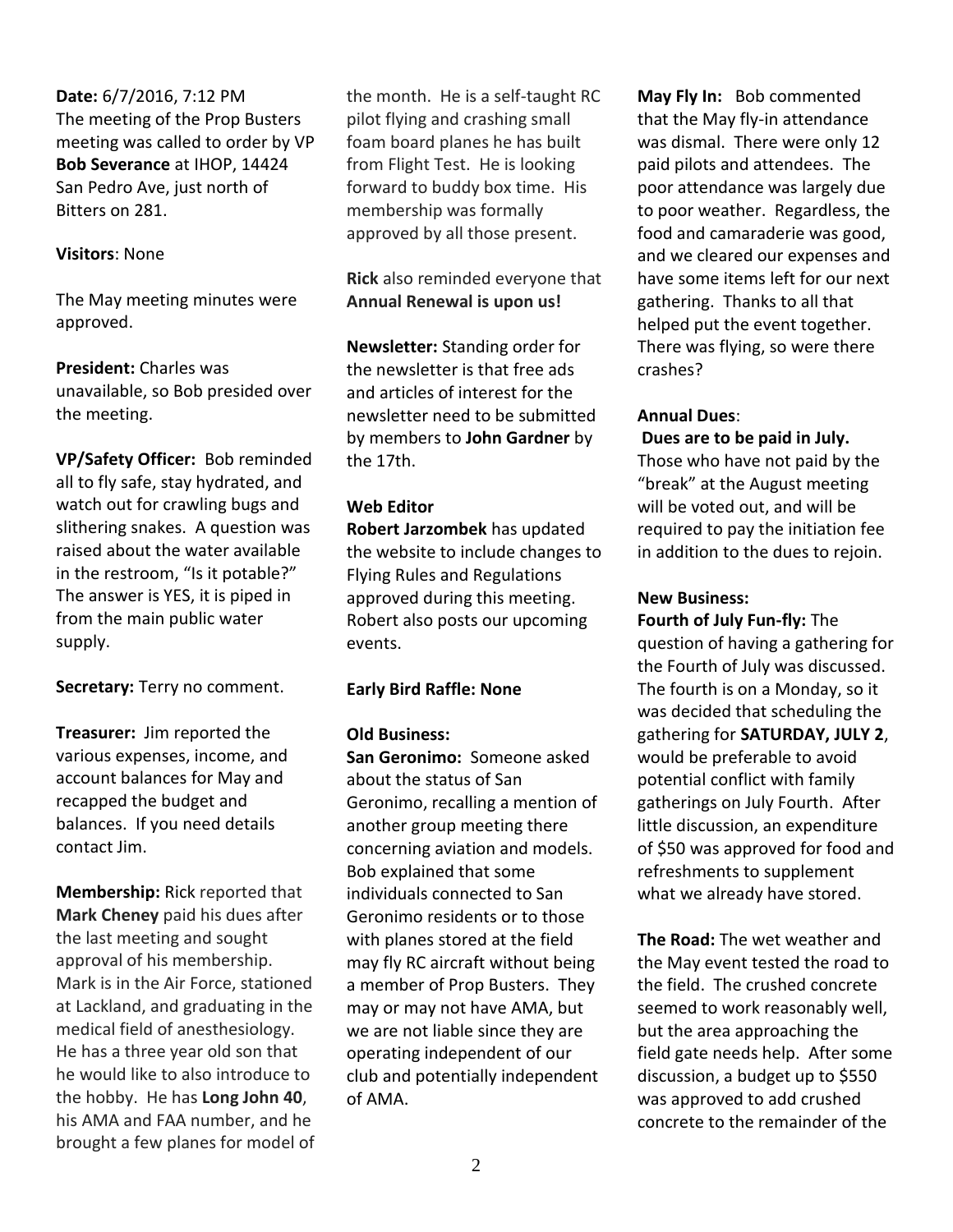**Date:** 6/7/2016, 7:12 PM
The meeting of the Prop Busters meeting was called to order by VP **Bob Severance** at IHOP, 14424 San Pedro Ave, just north of Bitters on 281.

**Visitors**: None

The May meeting minutes were approved.

**President:** Charles was unavailable, so Bob presided over the meeting.

**VP/Safety Officer:** Bob reminded all to fly safe, stay hydrated, and watch out for crawling bugs and slithering snakes. A question was raised about the water available in the restroom, "Is it potable?" The answer is YES, it is piped in from the main public water supply.

**Secretary:** Terry no comment.

**Treasurer:** Jim reported the various expenses, income, and account balances for May and recapped the budget and balances. If you need details contact Jim.

**Membership:** Rick reported that **Mark Cheney** paid his dues after the last meeting and sought approval of his membership. Mark is in the Air Force, stationed at Lackland, and graduating in the medical field of anesthesiology. He has a three year old son that he would like to also introduce to the hobby. He has **Long John 40**, his AMA and FAA number, and he brought a few planes for model of the month. He is a self-taught RC pilot flying and crashing small foam board planes he has built from Flight Test. He is looking forward to buddy box time. His membership was formally approved by all those present.

**Rick** also reminded everyone that **Annual Renewal is upon us!**

**Newsletter:** Standing order for the newsletter is that free ads and articles of interest for the newsletter need to be submitted by members to **John Gardner** by the 17th.

**Web Editor**
**Robert Jarzombek** has updated the website to include changes to Flying Rules and Regulations approved during this meeting. Robert also posts our upcoming events.

**Early Bird Raffle: None**

**Old Business:**
**San Geronimo:** Someone asked about the status of San Geronimo, recalling a mention of another group meeting there concerning aviation and models. Bob explained that some individuals connected to San Geronimo residents or to those with planes stored at the field may fly RC aircraft without being a member of Prop Busters. They may or may not have AMA, but we are not liable since they are operating independent of our club and potentially independent of AMA.

**May Fly In:** Bob commented that the May fly-in attendance was dismal. There were only 12 paid pilots and attendees. The poor attendance was largely due to poor weather. Regardless, the food and camaraderie was good, and we cleared our expenses and have some items left for our next gathering. Thanks to all that helped put the event together. There was flying, so were there crashes?

**Annual Dues**:
**Dues are to be paid in July.** Those who have not paid by the "break" at the August meeting will be voted out, and will be required to pay the initiation fee in addition to the dues to rejoin.

**New Business:**
**Fourth of July Fun-fly:** The question of having a gathering for the Fourth of July was discussed. The fourth is on a Monday, so it was decided that scheduling the gathering for **SATURDAY, JULY 2**, would be preferable to avoid potential conflict with family gatherings on July Fourth. After little discussion, an expenditure of $50 was approved for food and refreshments to supplement what we already have stored.

**The Road:** The wet weather and the May event tested the road to the field. The crushed concrete seemed to work reasonably well, but the area approaching the field gate needs help. After some discussion, a budget up to $550 was approved to add crushed concrete to the remainder of the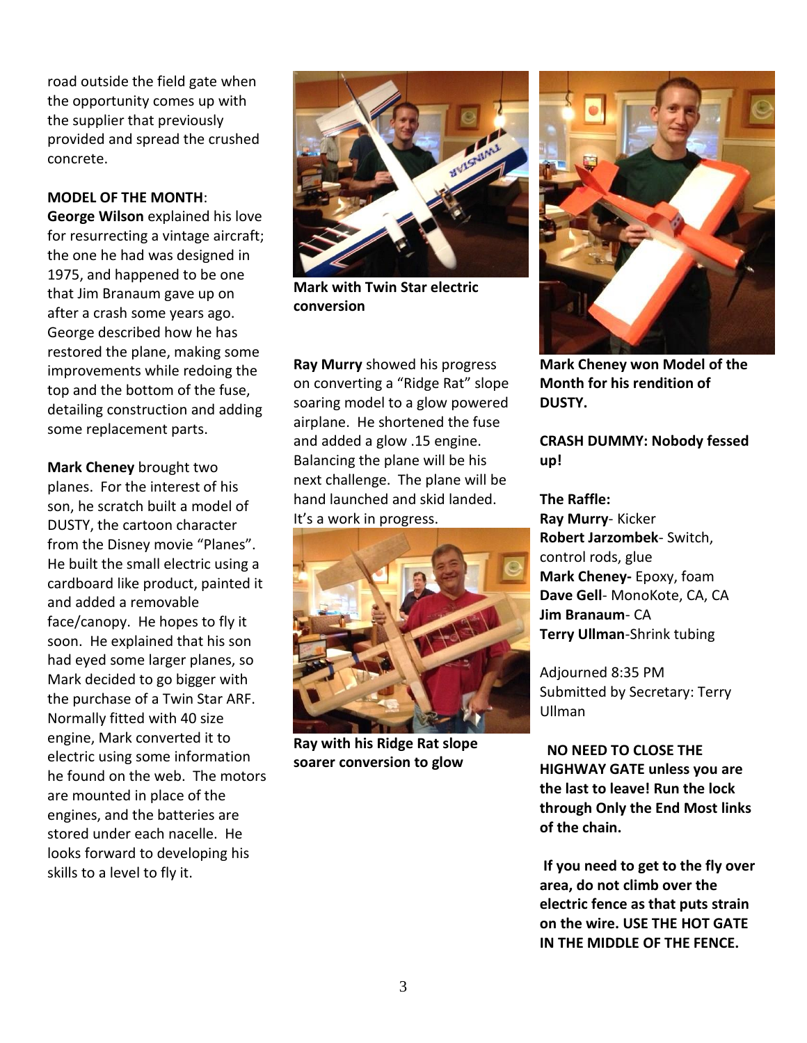road outside the field gate when the opportunity comes up with the supplier that previously provided and spread the crushed concrete.

**MODEL OF THE MONTH**:

**George Wilson** explained his love for resurrecting a vintage aircraft; the one he had was designed in 1975, and happened to be one that Jim Branaum gave up on after a crash some years ago. George described how he has restored the plane, making some improvements while redoing the top and the bottom of the fuse, detailing construction and adding some replacement parts.

**Mark Cheney** brought two planes. For the interest of his son, he scratch built a model of DUSTY, the cartoon character from the Disney movie "Planes". He built the small electric using a cardboard like product, painted it and added a removable face/canopy. He hopes to fly it soon. He explained that his son had eyed some larger planes, so Mark decided to go bigger with the purchase of a Twin Star ARF. Normally fitted with 40 size engine, Mark converted it to electric using some information he found on the web. The motors are mounted in place of the engines, and the batteries are stored under each nacelle. He looks forward to developing his skills to a level to fly it.

**Mark with Twin Star electric conversion**

**Ray Murry** showed his progress on converting a "Ridge Rat" slope soaring model to a glow powered airplane. He shortened the fuse and added a glow .15 engine. Balancing the plane will be his next challenge. The plane will be hand launched and skid landed. It's a work in progress.

**Ray with his Ridge Rat slope soarer conversion to glow**

**Mark Cheney won Model of the Month for his rendition of DUSTY.**

**CRASH DUMMY: Nobody fessed up!**

**The Raffle:**

**Ray Murry**- Kicker
**Robert Jarzombek**- Switch, control rods, glue
**Mark Cheney-** Epoxy, foam
**Dave Gell**- MonoKote, CA, CA
**Jim Branaum**- CA
**Terry Ullman**-Shrink tubing

Adjourned 8:35 PM
Submitted by Secretary: Terry Ullman

**NO NEED TO CLOSE THE HIGHWAY GATE unless you are the last to leave! Run the lock through Only the End Most links of the chain.**

**If you need to get to the fly over area, do not climb over the electric fence as that puts strain on the wire. USE THE HOT GATE IN THE MIDDLE OF THE FENCE.**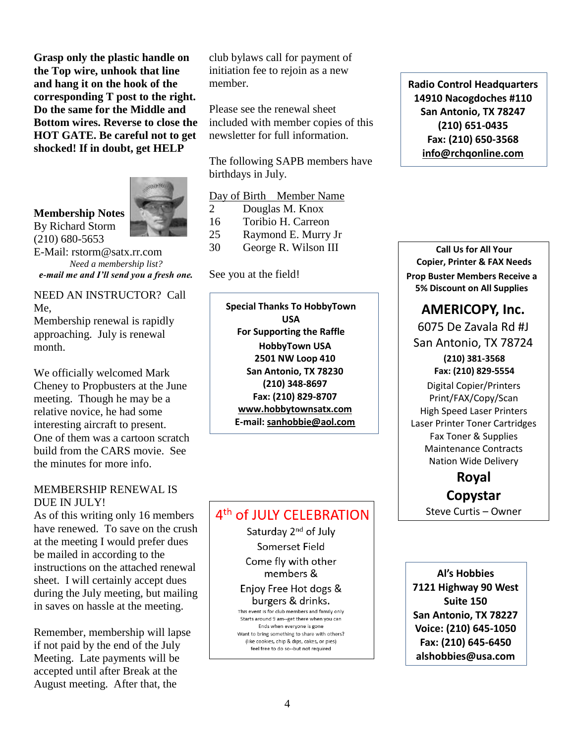**Grasp only the plastic handle on the Top wire, unhook that line and hang it on the hook of the corresponding T post to the right. Do the same for the Middle and Bottom wires. Reverse to close the HOT GATE. Be careful not to get shocked! If in doubt, get HELP**

**Membership Notes**
By Richard Storm
(210) 680-5653
E-Mail: rstorm@satx.rr.com

*Need a membership list?*
***e-mail me and I'll send you a fresh one.***

NEED AN INSTRUCTOR? Call Me,

Membership renewal is rapidly approaching. July is renewal month.

We officially welcomed Mark Cheney to Propbusters at the June meeting. Though he may be a relative novice, he had some interesting aircraft to present. One of them was a cartoon scratch build from the CARS movie. See the minutes for more info.

MEMBERSHIP RENEWAL IS DUE IN JULY!

As of this writing only 16 members have renewed. To save on the crush at the meeting I would prefer dues be mailed in according to the instructions on the attached renewal sheet. I will certainly accept dues during the July meeting, but mailing in saves on hassle at the meeting.

Remember, membership will lapse if not paid by the end of the July Meeting. Late payments will be accepted until after Break at the August meeting. After that, the club bylaws call for payment of initiation fee to rejoin as a new member.

Please see the renewal sheet included with member copies of this newsletter for full information.

The following SAPB members have birthdays in July.

| Day of Birth | Member Name |
|---|---|
| 2 | Douglas M. Knox |
| 16 | Toribio H. Carreon |
| 25 | Raymond E. Murry Jr |
| 30 | George R. Wilson III |

See you at the field!

**Special Thanks To HobbyTown USA**
**For Supporting the Raffle**
**HobbyTown USA**
**2501 NW Loop 410**
**San Antonio, TX 78230**
**(210) 348-8697**
**Fax: (210) 829-8707**
**www.hobbytownsatx.com**
**E-mail: sanhobbie@aol.com**

## 4th of JULY CELEBRATION

Saturday 2nd of July
Somerset Field
Come fly with other members &
Enjoy Free Hot dogs & burgers & drinks.

This event is for club members and family only
Starts around 9 am--get there when you can
Ends when everyone is gone
Want to bring something to share with others?
(like cookies, chip & dips, cakes, or pies)
feel free to do so--but not required

**Radio Control Headquarters**
**14910 Nacogdoches #110**
**San Antonio, TX 78247**
**(210) 651-0435**
**Fax: (210) 650-3568**
**info@rchqonline.com**

**Call Us for All Your Copier, Printer & FAX Needs**
**Prop Buster Members Receive a 5% Discount on All Supplies**

**AMERICOPY, Inc.**
6075 De Zavala Rd #J
San Antonio, TX 78724
**(210) 381-3568**
**Fax: (210) 829-5554**
Digital Copier/Printers
Print/FAX/Copy/Scan
High Speed Laser Printers
Laser Printer Toner Cartridges
Fax Toner & Supplies
Maintenance Contracts
Nation Wide Delivery

**Royal Copystar**
Steve Curtis – Owner

**Al's Hobbies**
**7121 Highway 90 West**
**Suite 150**
**San Antonio, TX 78227**
**Voice: (210) 645-1050**
**Fax: (210) 645-6450**
**alshobbies@usa.com**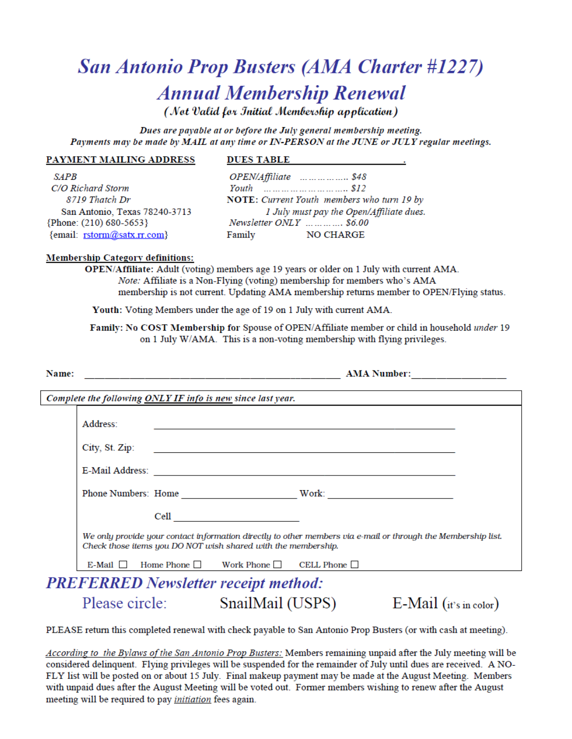// San Antonio Prop Busters (AMA Charter #1227)

# San Antonio Prop Busters (AMA Charter #1227)

## Annual Membership Renewal

*(Not Valid for Initial Membership application)*

***Dues are payable at or before the July general membership meeting.***
***Payments may be made by MAIL at any time or IN-PERSON at the JUNE or JULY regular meetings.***

**PAYMENT MAILING ADDRESS**

*SAPB*
*C/O Richard Storm*
*8719 Thatch Dr*
San Antonio, Texas 78240-3713
{Phone: (210) 680-5653}
{email: rstorm@satx.rr.com}

**DUES TABLE**

*OPEN/Affiliate* …………….. *$48*
*Youth* ………………………….. *$12*
**NOTE:** *Current Youth members who turn 19 by 1 July must pay the Open/Affiliate dues.*
*Newsletter ONLY* ………….. *$6.00*
Family NO CHARGE

**Membership Category definitions:**

**OPEN/Affiliate:** Adult (voting) members age 19 years or older on 1 July with current AMA.
*Note:* Affiliate is a Non-Flying (voting) membership for members who's AMA membership is not current. Updating AMA membership returns member to OPEN/Flying status.

**Youth:** Voting Members under the age of 19 on 1 July with current AMA.

**Family: No COST Membership for** Spouse of OPEN/Affiliate member or child in household *under* 19 on 1 July W/AMA. This is a non-voting membership with flying privileges.

**Name:** \_\_\_\_\_\_\_\_\_\_\_\_\_\_\_\_\_\_\_\_\_\_\_\_\_\_\_\_\_\_\_\_\_\_\_\_\_\_\_\_ **AMA Number:**\_\_\_\_\_\_\_\_\_\_\_\_\_\_\_\_

***Complete the following ONLY IF info is new since last year.***

Address: \_\_\_\_\_\_\_\_\_\_\_\_\_\_\_\_\_\_\_\_\_\_\_\_\_\_\_\_\_\_\_\_\_\_\_\_\_\_\_\_

City, St. Zip: \_\_\_\_\_\_\_\_\_\_\_\_\_\_\_\_\_\_\_\_\_\_\_\_\_\_\_\_\_\_\_\_\_\_\_\_\_\_\_\_

E-Mail Address: \_\_\_\_\_\_\_\_\_\_\_\_\_\_\_\_\_\_\_\_\_\_\_\_\_\_\_\_\_\_\_\_\_\_\_\_\_\_\_\_

Phone Numbers: Home \_\_\_\_\_\_\_\_\_\_\_\_\_\_\_\_\_\_\_\_ Work: \_\_\_\_\_\_\_\_\_\_\_\_\_\_\_\_\_\_\_\_

Cell \_\_\_\_\_\_\_\_\_\_\_\_\_\_\_\_\_\_\_\_

*We only provide your contact information directly to other members via e-mail or through the Membership list. Check those items you DO NOT wish shared with the membership.*

E-Mail ☐ Home Phone ☐ Work Phone ☐ CELL Phone ☐

## *PREFERRED Newsletter receipt method:*

Please circle: SnailMail (USPS) E-Mail (it's in color)

PLEASE return this completed renewal with check payable to San Antonio Prop Busters (or with cash at meeting).

*According to the Bylaws of the San Antonio Prop Busters:* Members remaining unpaid after the July meeting will be considered delinquent. Flying privileges will be suspended for the remainder of July until dues are received. A NO-FLY list will be posted on or about 15 July. Final makeup payment may be made at the August Meeting. Members with unpaid dues after the August Meeting will be voted out. Former members wishing to renew after the August meeting will be required to pay *initiation* fees again.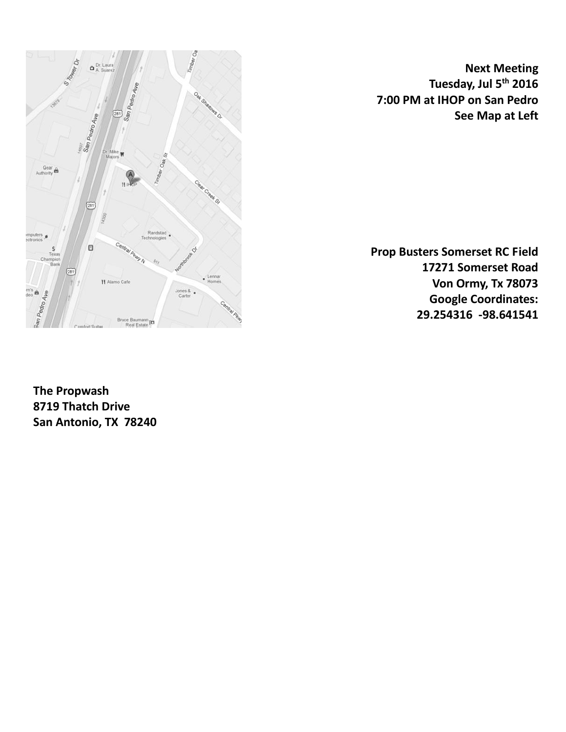**Next Meeting**
**Tuesday, Jul 5th 2016**
**7:00 PM at IHOP on San Pedro**
**See Map at Left**

**Prop Busters Somerset RC Field**
**17271 Somerset Road**
**Von Ormy, Tx 78073**
**Google Coordinates:**
**29.254316 -98.641541**

**The Propwash**
**8719 Thatch Drive**
**San Antonio, TX 78240**